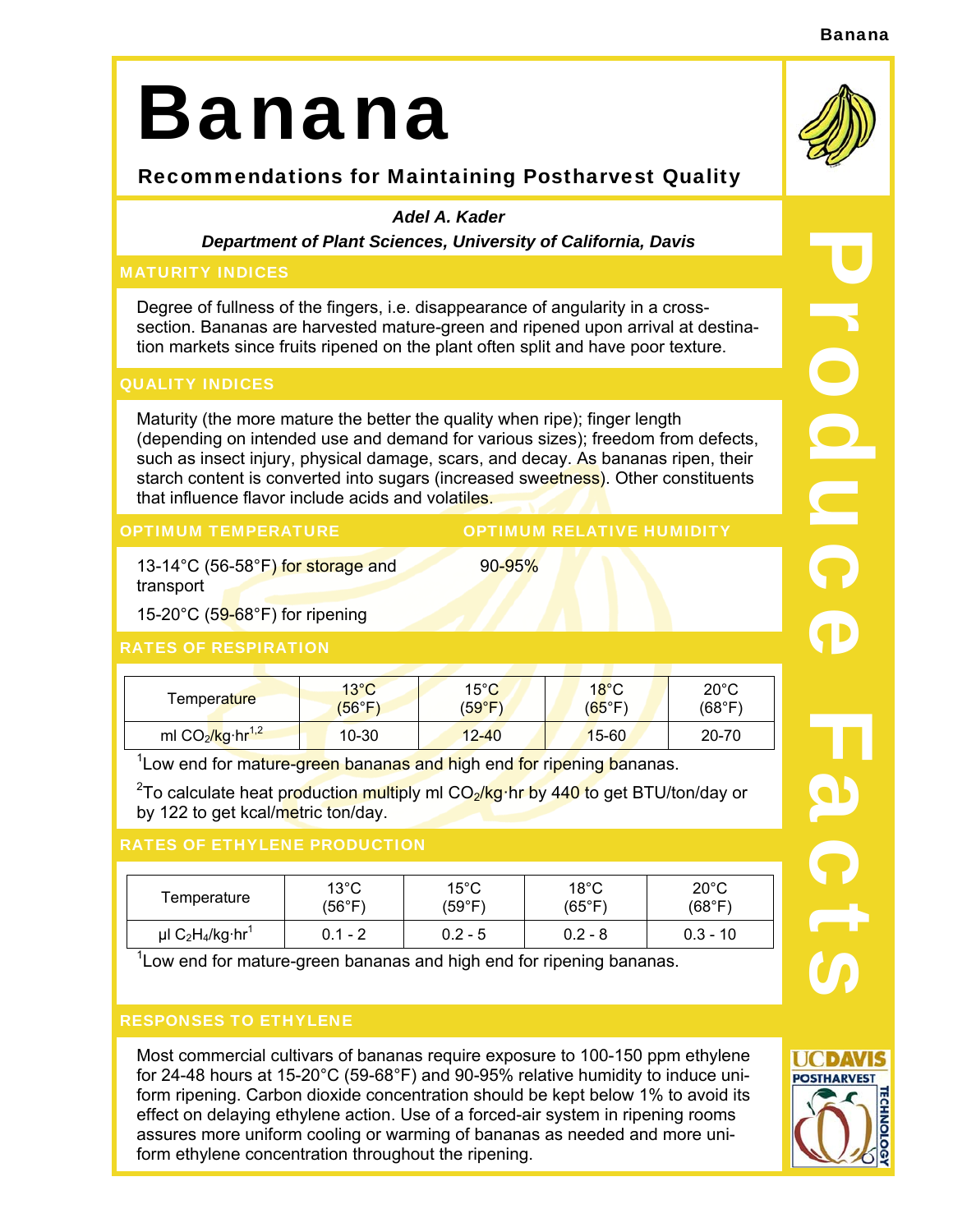# Banana

## Recommendations for Maintaining Postharvest Quality

***Adel A. Kader***

***Department of Plant Sciences, University of California, Davis***

### MATURITY INDICES

Degree of fullness of the fingers, i.e. disappearance of angularity in a cross-section. Bananas are harvested mature-green and ripened upon arrival at destination markets since fruits ripened on the plant often split and have poor texture.

### QUALITY INDICES

Maturity (the more mature the better the quality when ripe); finger length (depending on intended use and demand for various sizes); freedom from defects, such as insect injury, physical damage, scars, and decay. As bananas ripen, their starch content is converted into sugars (increased sweetness). Other constituents that influence flavor include acids and volatiles.

### OPTIMUM TEMPERATURE

13-14°C (56-58°F) for storage and transport

15-20°C (59-68°F) for ripening

### OPTIMUM RELATIVE HUMIDITY

90-95%

### RATES OF RESPIRATION

| Temperature | 13°C (56°F) | 15°C (59°F) | 18°C (65°F) | 20°C (68°F) |
|---|---|---|---|---|
| ml $CO_2$/kg·hr[1,2] | 10-30 | 12-40 | 15-60 | 20-70 |

[1]Low end for mature-green bananas and high end for ripening bananas.

[2]To calculate heat production multiply ml $CO_2$/kg·hr by 440 to get BTU/ton/day or by 122 to get kcal/metric ton/day.

### RATES OF ETHYLENE PRODUCTION

| Temperature | 13°C (56°F) | 15°C (59°F) | 18°C (65°F) | 20°C (68°F) |
|---|---|---|---|---|
| µl $C_2H_4$/kg·hr[1] | 0.1 - 2 | 0.2 - 5 | 0.2 - 8 | 0.3 - 10 |

[1]Low end for mature-green bananas and high end for ripening bananas.

### RESPONSES TO ETHYLENE

Most commercial cultivars of bananas require exposure to 100-150 ppm ethylene for 24-48 hours at 15-20°C (59-68°F) and 90-95% relative humidity to induce uniform ripening. Carbon dioxide concentration should be kept below 1% to avoid its effect on delaying ethylene action. Use of a forced-air system in ripening rooms assures more uniform cooling or warming of bananas as needed and more uniform ethylene concentration throughout the ripening.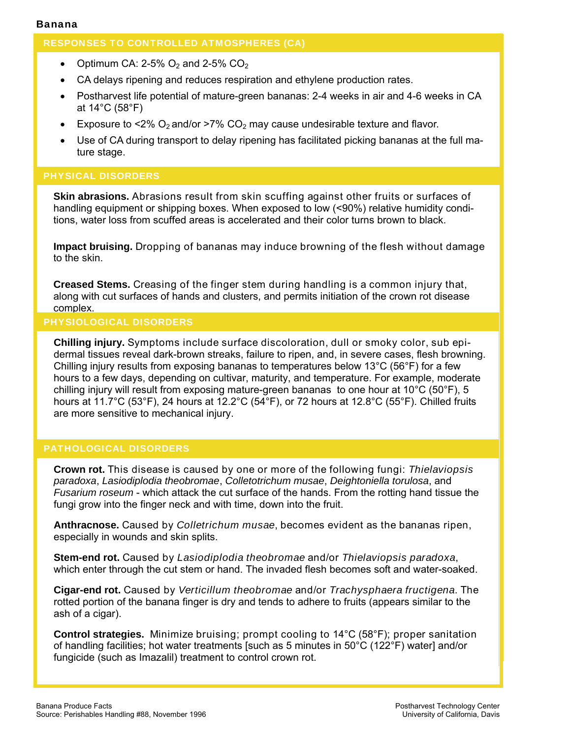# Banana

## RESPONSES TO CONTROLLED ATMOSPHERES (CA)

- Optimum CA: 2-5% $O_2$ and 2-5% $CO_2$
- CA delays ripening and reduces respiration and ethylene production rates.
- Postharvest life potential of mature-green bananas: 2-4 weeks in air and 4-6 weeks in CA at 14°C (58°F)
- Exposure to <2% $O_2$ and/or >7% $CO_2$ may cause undesirable texture and flavor.
- Use of CA during transport to delay ripening has facilitated picking bananas at the full mature stage.

## PHYSICAL DISORDERS

**Skin abrasions.** Abrasions result from skin scuffing against other fruits or surfaces of handling equipment or shipping boxes. When exposed to low (<90%) relative humidity conditions, water loss from scuffed areas is accelerated and their color turns brown to black.

**Impact bruising.** Dropping of bananas may induce browning of the flesh without damage to the skin.

**Creased Stems.** Creasing of the finger stem during handling is a common injury that, along with cut surfaces of hands and clusters, and permits initiation of the crown rot disease complex.

## PHYSIOLOGICAL DISORDERS

**Chilling injury.** Symptoms include surface discoloration, dull or smoky color, sub epidermal tissues reveal dark-brown streaks, failure to ripen, and, in severe cases, flesh browning. Chilling injury results from exposing bananas to temperatures below 13°C (56°F) for a few hours to a few days, depending on cultivar, maturity, and temperature. For example, moderate chilling injury will result from exposing mature-green bananas to one hour at 10°C (50°F), 5 hours at 11.7°C (53°F), 24 hours at 12.2°C (54°F), or 72 hours at 12.8°C (55°F). Chilled fruits are more sensitive to mechanical injury.

## PATHOLOGICAL DISORDERS

**Crown rot.** This disease is caused by one or more of the following fungi: *Thielaviopsis paradoxa*, *Lasiodiplodia theobromae*, *Colletotrichum musae*, *Deightoniella torulosa*, and *Fusarium roseum* - which attack the cut surface of the hands. From the rotting hand tissue the fungi grow into the finger neck and with time, down into the fruit.

**Anthracnose.** Caused by *Colletrichum musae*, becomes evident as the bananas ripen, especially in wounds and skin splits.

**Stem-end rot.** Caused by *Lasiodiplodia theobromae* and/or *Thielaviopsis paradoxa*, which enter through the cut stem or hand. The invaded flesh becomes soft and water-soaked.

**Cigar-end rot.** Caused by *Verticillum theobromae* and/or *Trachysphaera fructigena*. The rotted portion of the banana finger is dry and tends to adhere to fruits (appears similar to the ash of a cigar).

**Control strategies.** Minimize bruising; prompt cooling to 14°C (58°F); proper sanitation of handling facilities; hot water treatments [such as 5 minutes in 50°C (122°F) water] and/or fungicide (such as Imazalil) treatment to control crown rot.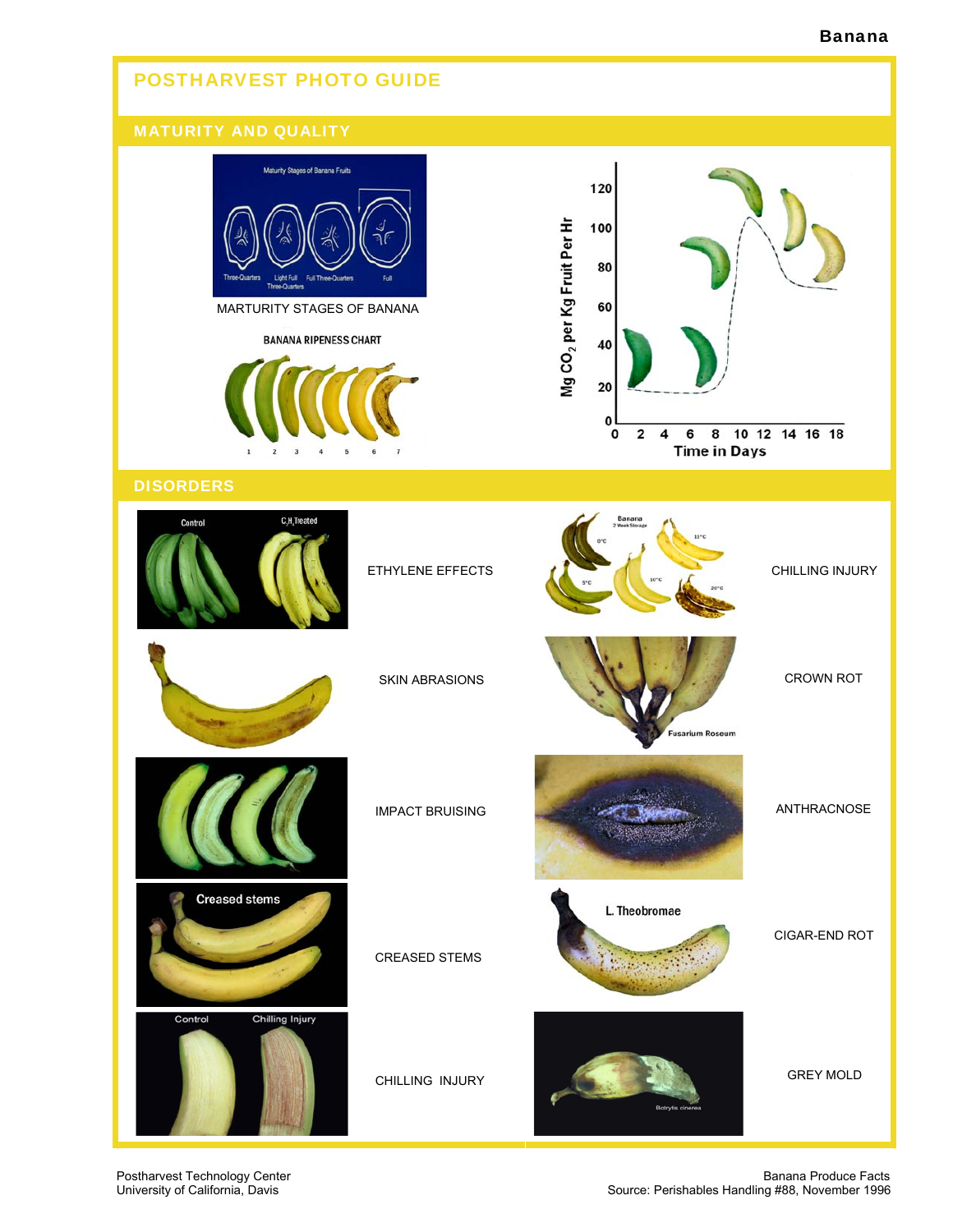# POSTHARVEST PHOTO GUIDE

## MATURITY AND QUALITY

MARTURITY STAGES OF BANANA

BANANA RIPENESS CHART

## DISORDERS

ETHYLENE EFFECTS

CHILLING INJURY

SKIN ABRASIONS

CROWN ROT

IMPACT BRUISING

ANTHRACNOSE

CREASED STEMS

CIGAR-END ROT

CHILLING INJURY

GREY MOLD

Postharvest Technology Center
University of California, Davis

Banana Produce Facts
Source: Perishables Handling #88, November 1996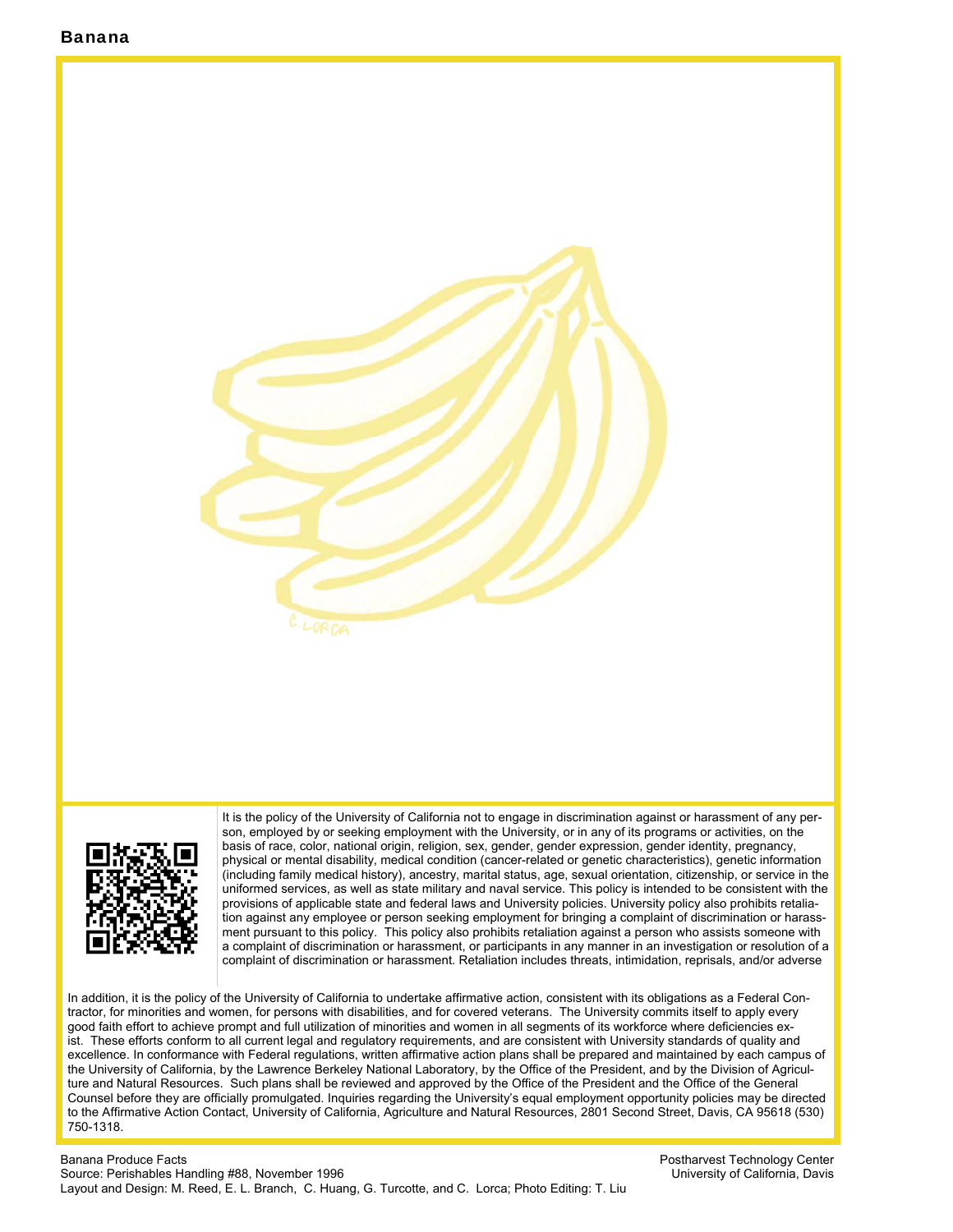It is the policy of the University of California not to engage in discrimination against or harassment of any person, employed by or seeking employment with the University, or in any of its programs or activities, on the basis of race, color, national origin, religion, sex, gender, gender expression, gender identity, pregnancy, physical or mental disability, medical condition (cancer-related or genetic characteristics), genetic information (including family medical history), ancestry, marital status, age, sexual orientation, citizenship, or service in the uniformed services, as well as state military and naval service. This policy is intended to be consistent with the provisions of applicable state and federal laws and University policies. University policy also prohibits retaliation against any employee or person seeking employment for bringing a complaint of discrimination or harassment pursuant to this policy. This policy also prohibits retaliation against a person who assists someone with a complaint of discrimination or harassment, or participants in any manner in an investigation or resolution of a complaint of discrimination or harassment. Retaliation includes threats, intimidation, reprisals, and/or adverse

In addition, it is the policy of the University of California to undertake affirmative action, consistent with its obligations as a Federal Contractor, for minorities and women, for persons with disabilities, and for covered veterans. The University commits itself to apply every good faith effort to achieve prompt and full utilization of minorities and women in all segments of its workforce where deficiencies exist. These efforts conform to all current legal and regulatory requirements, and are consistent with University standards of quality and excellence. In conformance with Federal regulations, written affirmative action plans shall be prepared and maintained by each campus of the University of California, by the Lawrence Berkeley National Laboratory, by the Office of the President, and by the Division of Agriculture and Natural Resources. Such plans shall be reviewed and approved by the Office of the President and the Office of the General Counsel before they are officially promulgated. Inquiries regarding the University's equal employment opportunity policies may be directed to the Affirmative Action Contact, University of California, Agriculture and Natural Resources, 2801 Second Street, Davis, CA 95618 (530) 750-1318.

Banana Produce Facts
Source: Perishables Handling #88, November 1996
Layout and Design: M. Reed, E. L. Branch, C. Huang, G. Turcotte, and C. Lorca; Photo Editing: T. Liu

Postharvest Technology Center
University of California, Davis